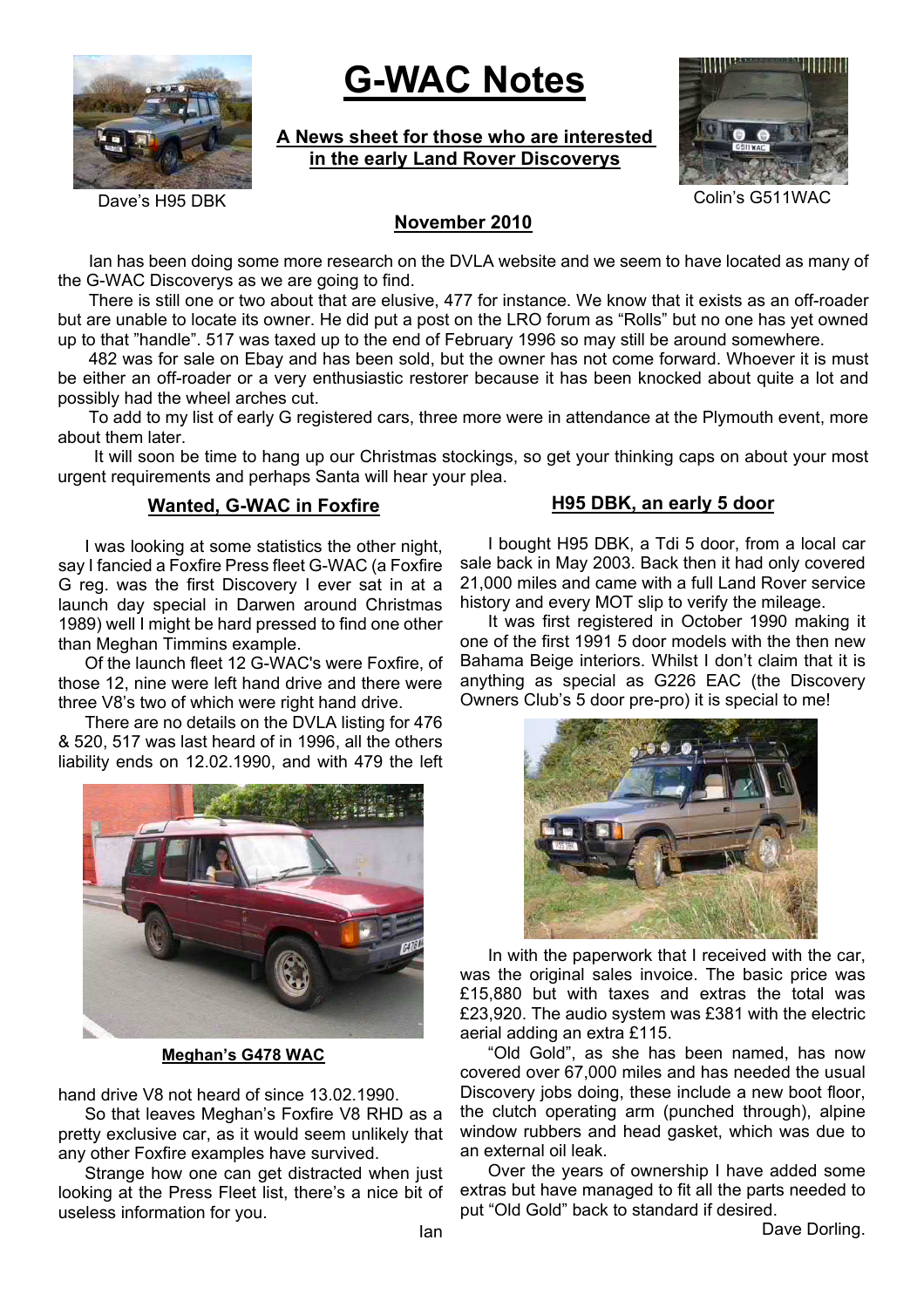# G-WAC Notes

Dave's H95 DBK

**A News sheet for those who are interested in the early Land Rover Discoverys**

Colin's G511WAC

**November 2010**

Ian has been doing some more research on the DVLA website and we seem to have located as many of the G-WAC Discoverys as we are going to find.

There is still one or two about that are elusive, 477 for instance. We know that it exists as an off-roader but are unable to locate its owner. He did put a post on the LRO forum as "Rolls" but no one has yet owned up to that "handle". 517 was taxed up to the end of February 1996 so may still be around somewhere.

482 was for sale on Ebay and has been sold, but the owner has not come forward. Whoever it is must be either an off-roader or a very enthusiastic restorer because it has been knocked about quite a lot and possibly had the wheel arches cut.

To add to my list of early G registered cars, three more were in attendance at the Plymouth event, more about them later.

It will soon be time to hang up our Christmas stockings, so get your thinking caps on about your most urgent requirements and perhaps Santa will hear your plea.

## Wanted, G-WAC in Foxfire

I was looking at some statistics the other night, say I fancied a Foxfire Press fleet G-WAC (a Foxfire G reg. was the first Discovery I ever sat in at a launch day special in Darwen around Christmas 1989) well I might be hard pressed to find one other than Meghan Timmins example.

Of the launch fleet 12 G-WAC's were Foxfire, of those 12, nine were left hand drive and there were three V8's two of which were right hand drive.

There are no details on the DVLA listing for 476 & 520, 517 was last heard of in 1996, all the others liability ends on 12.02.1990, and with 479 the left hand drive V8 not heard of since 13.02.1990.

**Meghan's G478 WAC**

So that leaves Meghan's Foxfire V8 RHD as a pretty exclusive car, as it would seem unlikely that any other Foxfire examples have survived.

Strange how one can get distracted when just looking at the Press Fleet list, there's a nice bit of useless information for you.

Ian

## H95 DBK, an early 5 door

I bought H95 DBK, a Tdi 5 door, from a local car sale back in May 2003. Back then it had only covered 21,000 miles and came with a full Land Rover service history and every MOT slip to verify the mileage.

It was first registered in October 1990 making it one of the first 1991 5 door models with the then new Bahama Beige interiors. Whilst I don't claim that it is anything as special as G226 EAC (the Discovery Owners Club's 5 door pre-pro) it is special to me!

In with the paperwork that I received with the car, was the original sales invoice. The basic price was £15,880 but with taxes and extras the total was £23,920. The audio system was £381 with the electric aerial adding an extra £115.

"Old Gold", as she has been named, has now covered over 67,000 miles and has needed the usual Discovery jobs doing, these include a new boot floor, the clutch operating arm (punched through), alpine window rubbers and head gasket, which was due to an external oil leak.

Over the years of ownership I have added some extras but have managed to fit all the parts needed to put "Old Gold" back to standard if desired.

Dave Dorling.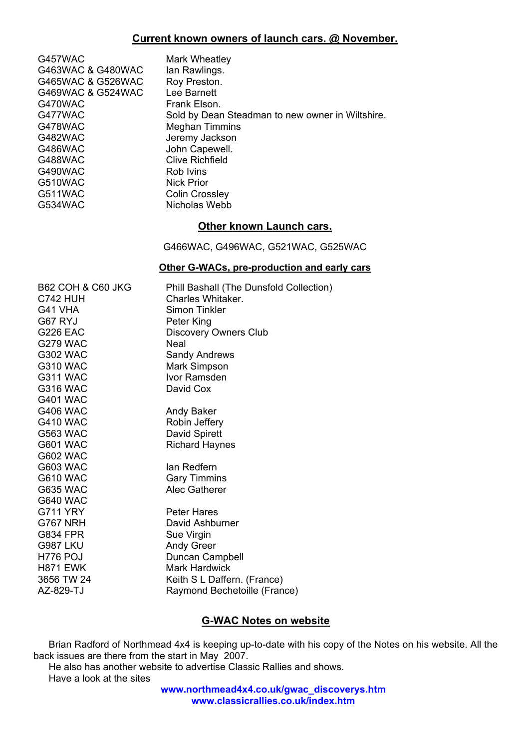## Current known owners of launch cars. @ November.

| | |
|---|---|
| G457WAC | Mark Wheatley |
| G463WAC & G480WAC | Ian Rawlings. |
| G465WAC & G526WAC | Roy Preston. |
| G469WAC & G524WAC | Lee Barnett |
| G470WAC | Frank Elson. |
| G477WAC | Sold by Dean Steadman to new owner in Wiltshire. |
| G478WAC | Meghan Timmins |
| G482WAC | Jeremy Jackson |
| G486WAC | John Capewell. |
| G488WAC | Clive Richfield |
| G490WAC | Rob Ivins |
| G510WAC | Nick Prior |
| G511WAC | Colin Crossley |
| G534WAC | Nicholas Webb |

## Other known Launch cars.

G466WAC, G496WAC, G521WAC, G525WAC

## Other G-WACs, pre-production and early cars

| | |
|---|---|
| B62 COH & C60 JKG | Phill Bashall (The Dunsfold Collection) |
| C742 HUH | Charles Whitaker. |
| G41 VHA | Simon Tinkler |
| G67 RYJ | Peter King |
| G226 EAC | Discovery Owners Club |
| G279 WAC | Neal |
| G302 WAC | Sandy Andrews |
| G310 WAC | Mark Simpson |
| G311 WAC | Ivor Ramsden |
| G316 WAC | David Cox |
| G401 WAC | |
| G406 WAC | Andy Baker |
| G410 WAC | Robin Jeffery |
| G563 WAC | David Spirett |
| G601 WAC | Richard Haynes |
| G602 WAC | |
| G603 WAC | Ian Redfern |
| G610 WAC | Gary Timmins |
| G635 WAC | Alec Gatherer |
| G640 WAC | |
| G711 YRY | Peter Hares |
| G767 NRH | David Ashburner |
| G834 FPR | Sue Virgin |
| G987 LKU | Andy Greer |
| H776 POJ | Duncan Campbell |
| H871 EWK | Mark Hardwick |
| 3656 TW 24 | Keith S L Daffern. (France) |
| AZ-829-TJ | Raymond Bechetoille (France) |

## G-WAC Notes on website

Brian Radford of Northmead 4x4 is keeping up-to-date with his copy of the Notes on his website. All the back issues are there from the start in May 2007.

He also has another website to advertise Classic Rallies and shows.

Have a look at the sites

**www.northmead4x4.co.uk/gwac_discoverys.htm**
**www.classicrallies.co.uk/index.htm**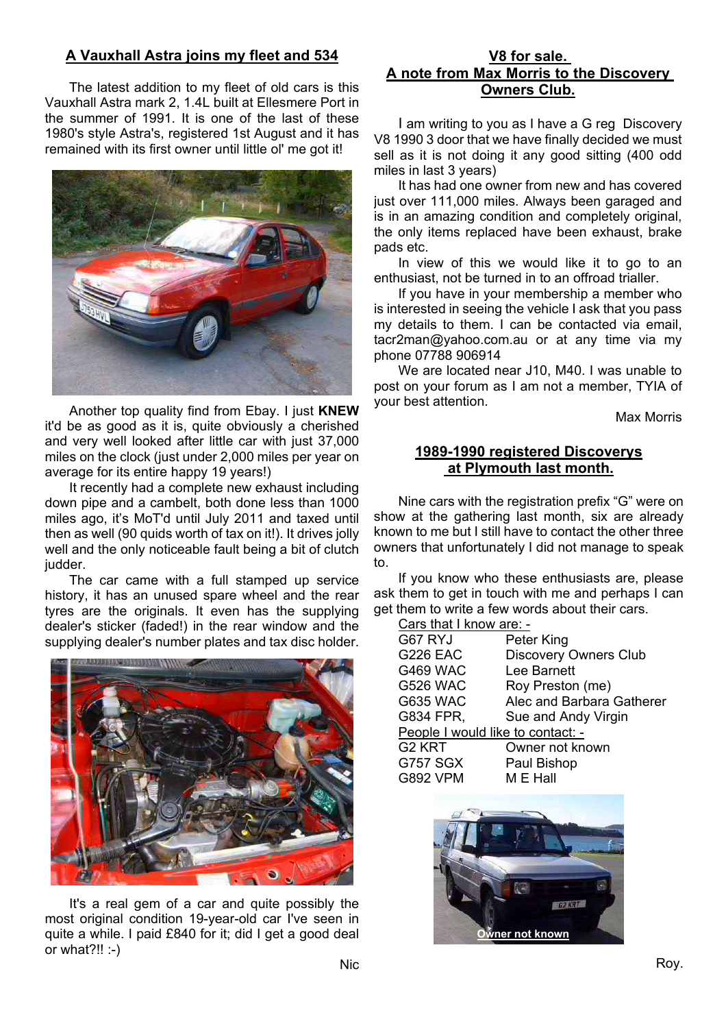## A Vauxhall Astra joins my fleet and 534

The latest addition to my fleet of old cars is this Vauxhall Astra mark 2, 1.4L built at Ellesmere Port in the summer of 1991. It is one of the last of these 1980's style Astra's, registered 1st August and it has remained with its first owner until little ol' me got it!

Another top quality find from Ebay. I just **KNEW** it'd be as good as it is, quite obviously a cherished and very well looked after little car with just 37,000 miles on the clock (just under 2,000 miles per year on average for its entire happy 19 years!)

It recently had a complete new exhaust including down pipe and a cambelt, both done less than 1000 miles ago, it's MoT'd until July 2011 and taxed until then as well (90 quids worth of tax on it!). It drives jolly well and the only noticeable fault being a bit of clutch judder.

The car came with a full stamped up service history, it has an unused spare wheel and the rear tyres are the originals. It even has the supplying dealer's sticker (faded!) in the rear window and the supplying dealer's number plates and tax disc holder.

It's a real gem of a car and quite possibly the most original condition 19-year-old car I've seen in quite a while. I paid £840 for it; did I get a good deal or what?!! :-)

Nic

## V8 for sale. A note from Max Morris to the Discovery Owners Club.

I am writing to you as I have a G reg Discovery V8 1990 3 door that we have finally decided we must sell as it is not doing it any good sitting (400 odd miles in last 3 years)

It has had one owner from new and has covered just over 111,000 miles. Always been garaged and is in an amazing condition and completely original, the only items replaced have been exhaust, brake pads etc.

In view of this we would like it to go to an enthusiast, not be turned in to an offroad trialler.

If you have in your membership a member who is interested in seeing the vehicle I ask that you pass my details to them. I can be contacted via email, tacr2man@yahoo.com.au or at any time via my phone 07788 906914

We are located near J10, M40. I was unable to post on your forum as I am not a member, TYIA of your best attention.

Max Morris

## 1989-1990 registered Discoverys at Plymouth last month.

Nine cars with the registration prefix "G" were on show at the gathering last month, six are already known to me but I still have to contact the other three owners that unfortunately I did not manage to speak to.

If you know who these enthusiasts are, please ask them to get in touch with me and perhaps I can get them to write a few words about their cars.

Cars that I know are: -

| | |
|---|---|
| G67 RYJ | Peter King |
| G226 EAC | Discovery Owners Club |
| G469 WAC | Lee Barnett |
| G526 WAC | Roy Preston (me) |
| G635 WAC | Alec and Barbara Gatherer |
| G834 FPR, | Sue and Andy Virgin |

People I would like to contact: -

| | |
|---|---|
| G2 KRT | Owner not known |
| G757 SGX | Paul Bishop |
| G892 VPM | M E Hall |

Owner not known

Roy.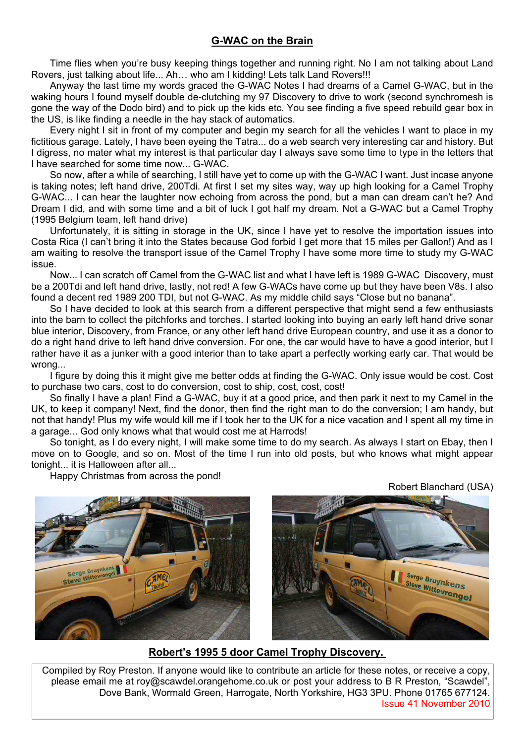## G-WAC on the Brain

Time flies when you're busy keeping things together and running right. No I am not talking about Land Rovers, just talking about life... Ah… who am I kidding! Lets talk Land Rovers!!!

Anyway the last time my words graced the G-WAC Notes I had dreams of a Camel G-WAC, but in the waking hours I found myself double de-clutching my 97 Discovery to drive to work (second synchromesh is gone the way of the Dodo bird) and to pick up the kids etc. You see finding a five speed rebuild gear box in the US, is like finding a needle in the hay stack of automatics.

Every night I sit in front of my computer and begin my search for all the vehicles I want to place in my fictitious garage. Lately, I have been eyeing the Tatra... do a web search very interesting car and history. But I digress, no mater what my interest is that particular day I always save some time to type in the letters that I have searched for some time now... G-WAC.

So now, after a while of searching, I still have yet to come up with the G-WAC I want. Just incase anyone is taking notes; left hand drive, 200Tdi. At first I set my sites way, way up high looking for a Camel Trophy G-WAC... I can hear the laughter now echoing from across the pond, but a man can dream can't he? And Dream I did, and with some time and a bit of luck I got half my dream. Not a G-WAC but a Camel Trophy (1995 Belgium team, left hand drive)

Unfortunately, it is sitting in storage in the UK, since I have yet to resolve the importation issues into Costa Rica (I can't bring it into the States because God forbid I get more that 15 miles per Gallon!) And as I am waiting to resolve the transport issue of the Camel Trophy I have some more time to study my G-WAC issue.

Now... I can scratch off Camel from the G-WAC list and what I have left is 1989 G-WAC Discovery, must be a 200Tdi and left hand drive, lastly, not red! A few G-WACs have come up but they have been V8s. I also found a decent red 1989 200 TDI, but not G-WAC. As my middle child says "Close but no banana".

So I have decided to look at this search from a different perspective that might send a few enthusiasts into the barn to collect the pitchforks and torches. I started looking into buying an early left hand drive sonar blue interior, Discovery, from France, or any other left hand drive European country, and use it as a donor to do a right hand drive to left hand drive conversion. For one, the car would have to have a good interior, but I rather have it as a junker with a good interior than to take apart a perfectly working early car. That would be wrong...

I figure by doing this it might give me better odds at finding the G-WAC. Only issue would be cost. Cost to purchase two cars, cost to do conversion, cost to ship, cost, cost, cost!

So finally I have a plan! Find a G-WAC, buy it at a good price, and then park it next to my Camel in the UK, to keep it company! Next, find the donor, then find the right man to do the conversion; I am handy, but not that handy! Plus my wife would kill me if I took her to the UK for a nice vacation and I spent all my time in a garage... God only knows what that would cost me at Harrods!

So tonight, as I do every night, I will make some time to do my search. As always I start on Ebay, then I move on to Google, and so on. Most of the time I run into old posts, but who knows what might appear tonight... it is Halloween after all...

Happy Christmas from across the pond!

Robert Blanchard (USA)

**Robert's 1995 5 door Camel Trophy Discovery.**

Compiled by Roy Preston. If anyone would like to contribute an article for these notes, or receive a copy, please email me at roy@scawdel.orangehome.co.uk or post your address to B R Preston, "Scawdel", Dove Bank, Wormald Green, Harrogate, North Yorkshire, HG3 3PU. Phone 01765 677124.

Issue 41 November 2010